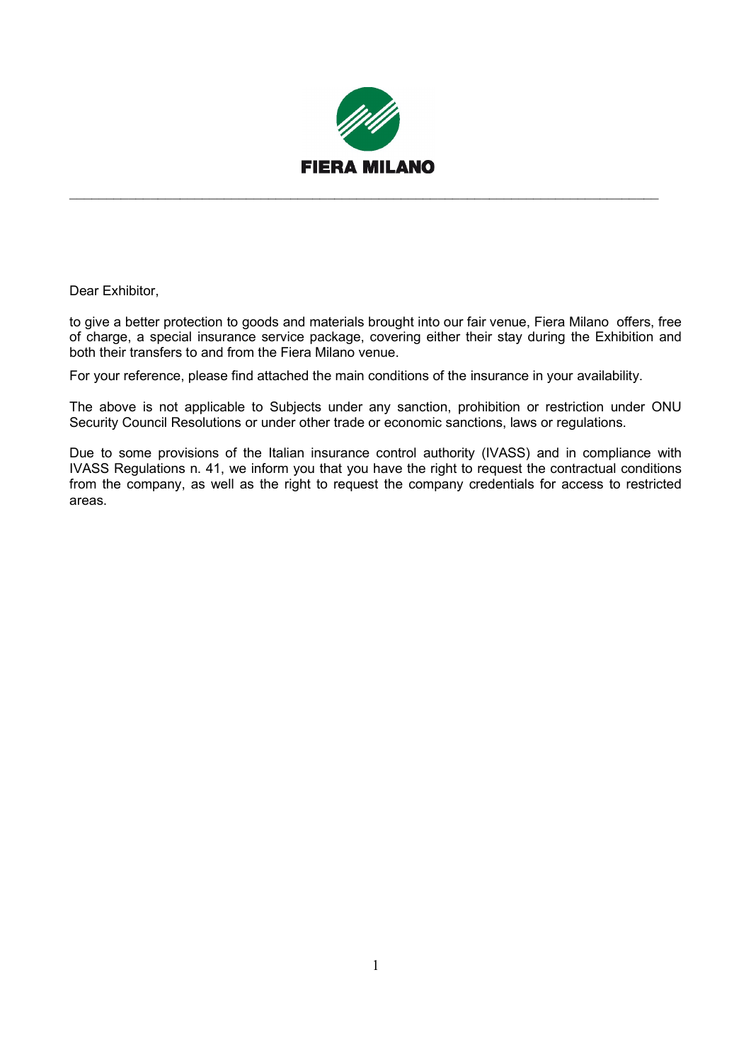FIERA MILANO

Dear Exhibitor,

to give a better protection to goods and materials brought into our fair venue, Fiera Milano offers, free of charge, a special insurance service package, covering either their stay during the Exhibition and both their transfers to and from the Fiera Milano venue.

For your reference, please find attached the main conditions of the insurance in your availability.

The above is not applicable to Subjects under any sanction, prohibition or restriction under ONU Security Council Resolutions or under other trade or economic sanctions, laws or regulations.

Due to some provisions of the Italian insurance control authority (IVASS) and in compliance with IVASS Regulations n. 41, we inform you that you have the right to request the contractual conditions from the company, as well as the right to request the company credentials for access to restricted areas.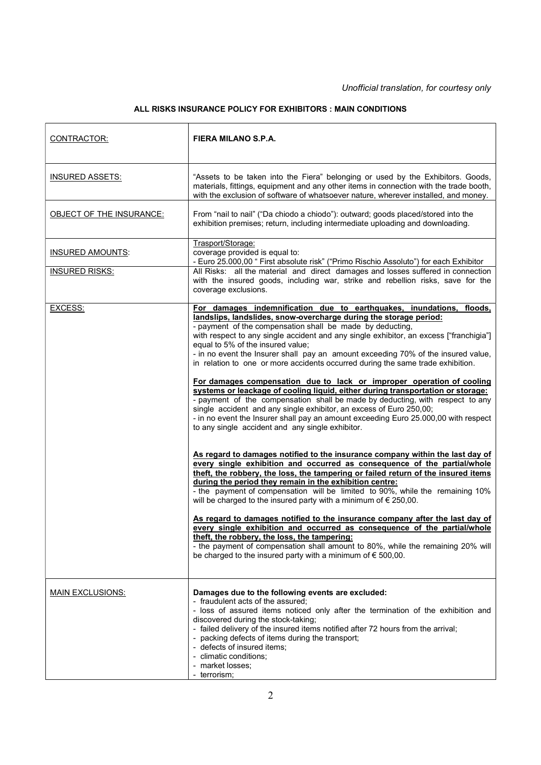*Unofficial translation, for courtesy only*

**ALL RISKS INSURANCE POLICY FOR EXHIBITORS : MAIN CONDITIONS**

| | |
|---|---|
| CONTRACTOR: | **FIERA MILANO S.P.A.** |
| INSURED ASSETS: | "Assets to be taken into the Fiera" belonging or used by the Exhibitors. Goods, materials, fittings, equipment and any other items in connection with the trade booth, with the exclusion of software of whatsoever nature, wherever installed, and money. |
| OBJECT OF THE INSURANCE: | From "nail to nail" ("Da chiodo a chiodo"): outward; goods placed/stored into the exhibition premises; return, including intermediate uploading and downloading. |
| INSURED AMOUNTS: | Trasport/Storage:<br>coverage provided is equal to:<br>- Euro 25.000,00 " First absolute risk" ("Primo Rischio Assoluto") for each Exhibitor |
| INSURED RISKS: | All Risks: all the material and direct damages and losses suffered in connection with the insured goods, including war, strike and rebellion risks, save for the coverage exclusions. |
| EXCESS: | **For damages indemnification due to earthquakes, inundations, floods, landslips, landslides, snow-overcharge during the storage period:**<br>- payment of the compensation shall be made by deducting, with respect to any single accident and any single exhibitor, an excess ["franchigia"] equal to 5% of the insured value;<br>- in no event the Insurer shall pay an amount exceeding 70% of the insured value, in relation to one or more accidents occurred during the same trade exhibition.<br><br>**For damages compensation due to lack or improper operation of cooling systems or leackage of cooling liquid, either during transportation or storage:**<br>- payment of the compensation shall be made by deducting, with respect to any single accident and any single exhibitor, an excess of Euro 250,00;<br>- in no event the Insurer shall pay an amount exceeding Euro 25.000,00 with respect to any single accident and any single exhibitor.<br><br>**As regard to damages notified to the insurance company within the last day of every single exhibition and occurred as consequence of the partial/whole theft, the robbery, the loss, the tampering or failed return of the insured items during the period they remain in the exhibition centre:**<br>- the payment of compensation will be limited to 90%, while the remaining 10% will be charged to the insured party with a minimum of € 250,00.<br><br>**As regard to damages notified to the insurance company after the last day of every single exhibition and occurred as consequence of the partial/whole theft, the robbery, the loss, the tampering:**<br>- the payment of compensation shall amount to 80%, while the remaining 20% will be charged to the insured party with a minimum of € 500,00. |
| MAIN EXCLUSIONS: | **Damages due to the following events are excluded:**<br>- fraudulent acts of the assured;<br>- loss of assured items noticed only after the termination of the exhibition and discovered during the stock-taking;<br>- failed delivery of the insured items notified after 72 hours from the arrival;<br>- packing defects of items during the transport;<br>- defects of insured items;<br>- climatic conditions;<br>- market losses;<br>- terrorism; |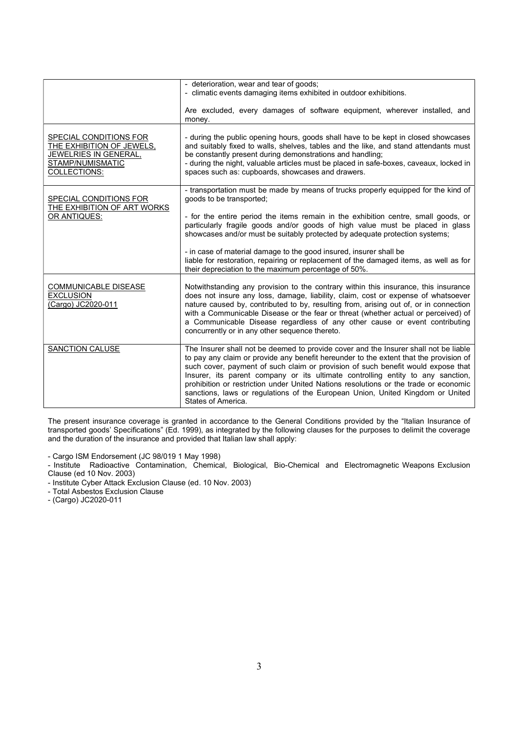| | |
|---|---|
| | - deterioration, wear and tear of goods;<br>- climatic events damaging items exhibited in outdoor exhibitions.<br><br>Are excluded, every damages of software equipment, wherever installed, and money. |
| SPECIAL CONDITIONS FOR THE EXHIBITION OF JEWELS, JEWELRIES IN GENERAL, STAMP/NUMISMATIC COLLECTIONS: | - during the public opening hours, goods shall have to be kept in closed showcases and suitably fixed to walls, shelves, tables and the like, and stand attendants must be constantly present during demonstrations and handling;<br>- during the night, valuable articles must be placed in safe-boxes, caveaux, locked in spaces such as: cupboards, showcases and drawers. |
| SPECIAL CONDITIONS FOR THE EXHIBITION OF ART WORKS OR ANTIQUES: | - transportation must be made by means of trucks properly equipped for the kind of goods to be transported;<br><br>- for the entire period the items remain in the exhibition centre, small goods, or particularly fragile goods and/or goods of high value must be placed in glass showcases and/or must be suitably protected by adequate protection systems;<br><br>- in case of material damage to the good insured, insurer shall be liable for restoration, repairing or replacement of the damaged items, as well as for their depreciation to the maximum percentage of 50%. |
| COMMUNICABLE DISEASE EXCLUSION (Cargo) JC2020-011 | Notwithstanding any provision to the contrary within this insurance, this insurance does not insure any loss, damage, liability, claim, cost or expense of whatsoever nature caused by, contributed to by, resulting from, arising out of, or in connection with a Communicable Disease or the fear or threat (whether actual or perceived) of a Communicable Disease regardless of any other cause or event contributing concurrently or in any other sequence thereto. |
| SANCTION CALUSE | The Insurer shall not be deemed to provide cover and the Insurer shall not be liable to pay any claim or provide any benefit hereunder to the extent that the provision of such cover, payment of such claim or provision of such benefit would expose that Insurer, its parent company or its ultimate controlling entity to any sanction, prohibition or restriction under United Nations resolutions or the trade or economic sanctions, laws or regulations of the European Union, United Kingdom or United States of America. |

The present insurance coverage is granted in accordance to the General Conditions provided by the "Italian Insurance of transported goods' Specifications" (Ed. 1999), as integrated by the following clauses for the purposes to delimit the coverage and the duration of the insurance and provided that Italian law shall apply:

- Cargo ISM Endorsement (JC 98/019 1 May 1998)
- Institute Radioactive Contamination, Chemical, Biological, Bio-Chemical and Electromagnetic Weapons Exclusion Clause (ed 10 Nov. 2003)
- Institute Cyber Attack Exclusion Clause (ed. 10 Nov. 2003)
- Total Asbestos Exclusion Clause
- (Cargo) JC2020-011